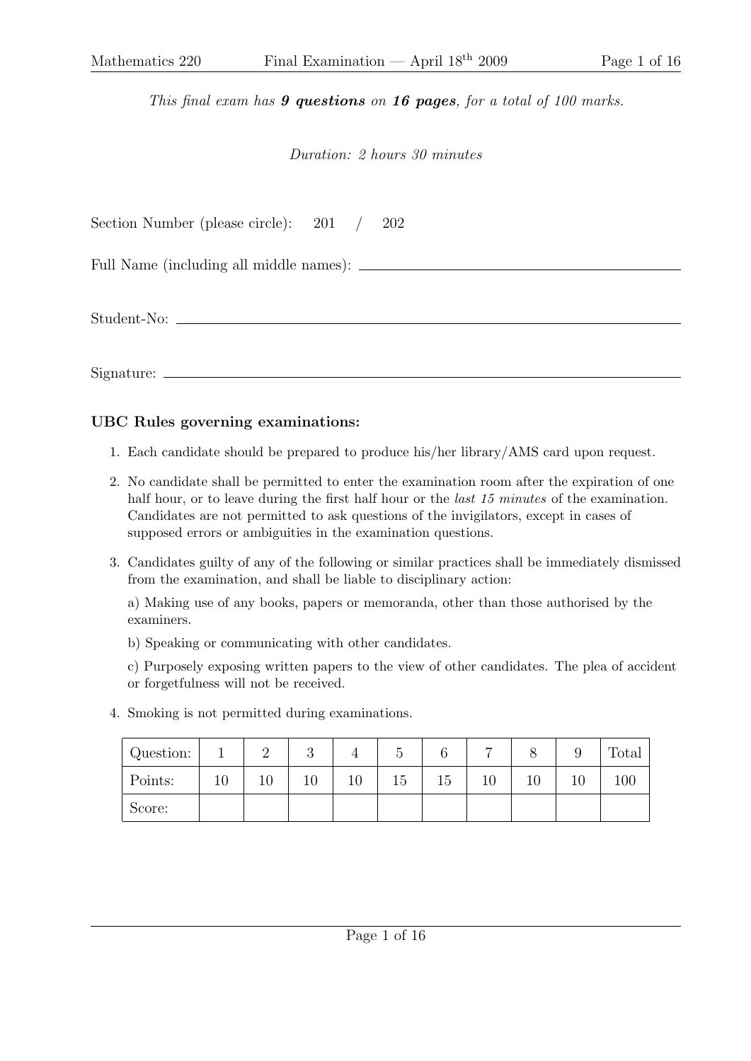*This final exam has **9 questions** on **16 pages**, for a total of 100 marks.*

*Duration: 2 hours 30 minutes*

Section Number (please circle): 201 / 202

Full Name (including all middle names): ______________________________

Student-No: ______________________________

Signature: ______________________________

## UBC Rules governing examinations:

1. Each candidate should be prepared to produce his/her library/AMS card upon request.
2. No candidate shall be permitted to enter the examination room after the expiration of one half hour, or to leave during the first half hour or the *last 15 minutes* of the examination. Candidates are not permitted to ask questions of the invigilators, except in cases of supposed errors or ambiguities in the examination questions.
3. Candidates guilty of any of the following or similar practices shall be immediately dismissed from the examination, and shall be liable to disciplinary action:

   a) Making use of any books, papers or memoranda, other than those authorised by the examiners.

   b) Speaking or communicating with other candidates.

   c) Purposely exposing written papers to the view of other candidates. The plea of accident or forgetfulness will not be received.
4. Smoking is not permitted during examinations.

| Question: | 1 | 2 | 3 | 4 | 5 | 6 | 7 | 8 | 9 | Total |
|---|---|---|---|---|---|---|---|---|---|---|
| Points: | 10 | 10 | 10 | 10 | 15 | 15 | 10 | 10 | 10 | 100 |
| Score: | | | | | | | | | | |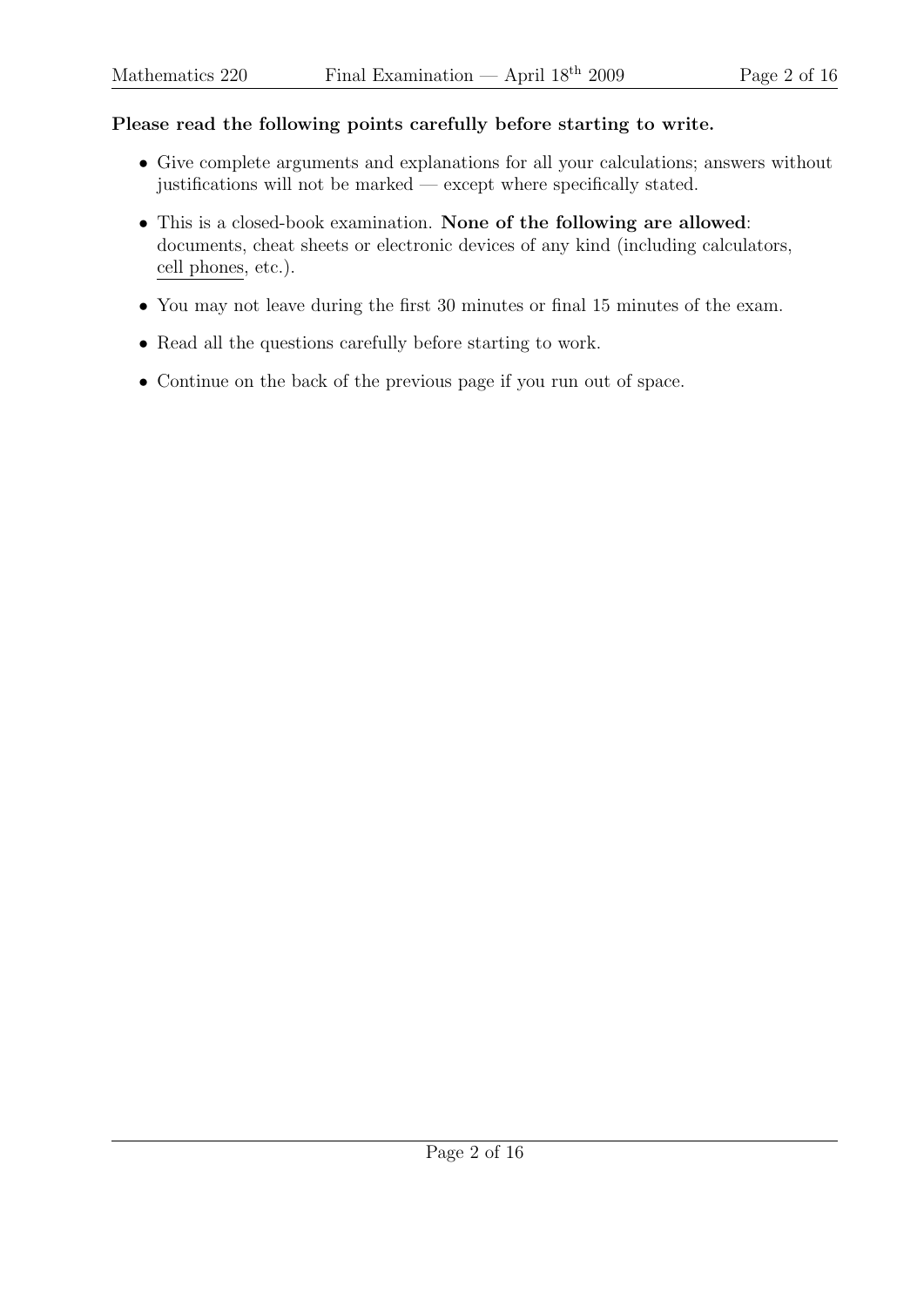**Please read the following points carefully before starting to write.**

- Give complete arguments and explanations for all your calculations; answers without justifications will not be marked — except where specifically stated.
- This is a closed-book examination. **None of the following are allowed**: documents, cheat sheets or electronic devices of any kind (including calculators, cell phones, etc.).
- You may not leave during the first 30 minutes or final 15 minutes of the exam.
- Read all the questions carefully before starting to work.
- Continue on the back of the previous page if you run out of space.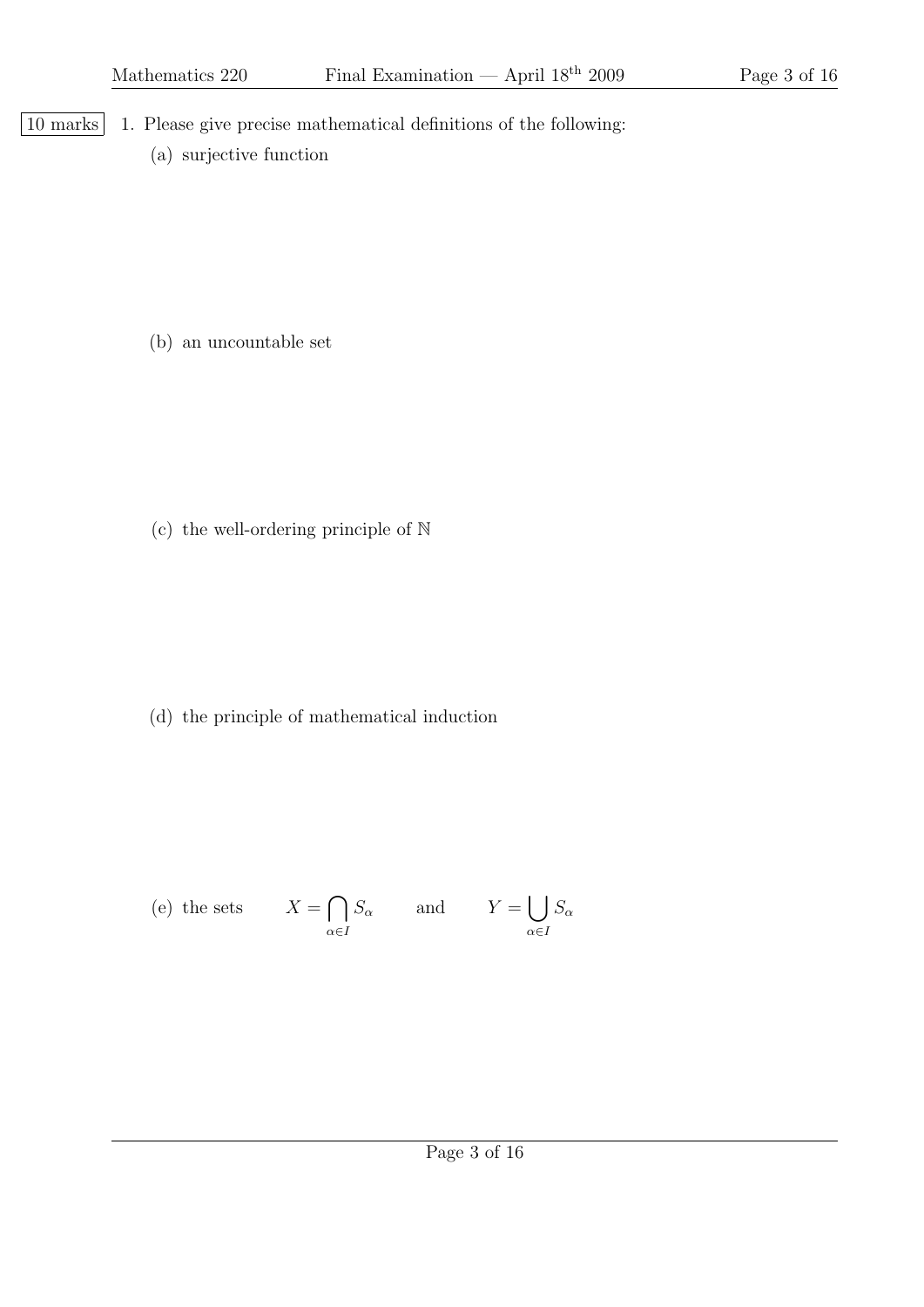10 marks 1. Please give precise mathematical definitions of the following:

(a) surjective function

(b) an uncountable set

(c) the well-ordering principle of $\mathbb{N}$

(d) the principle of mathematical induction

(e) the sets $\quad X = \bigcap_{\alpha \in I} S_\alpha \quad$ and $\quad Y = \bigcup_{\alpha \in I} S_\alpha$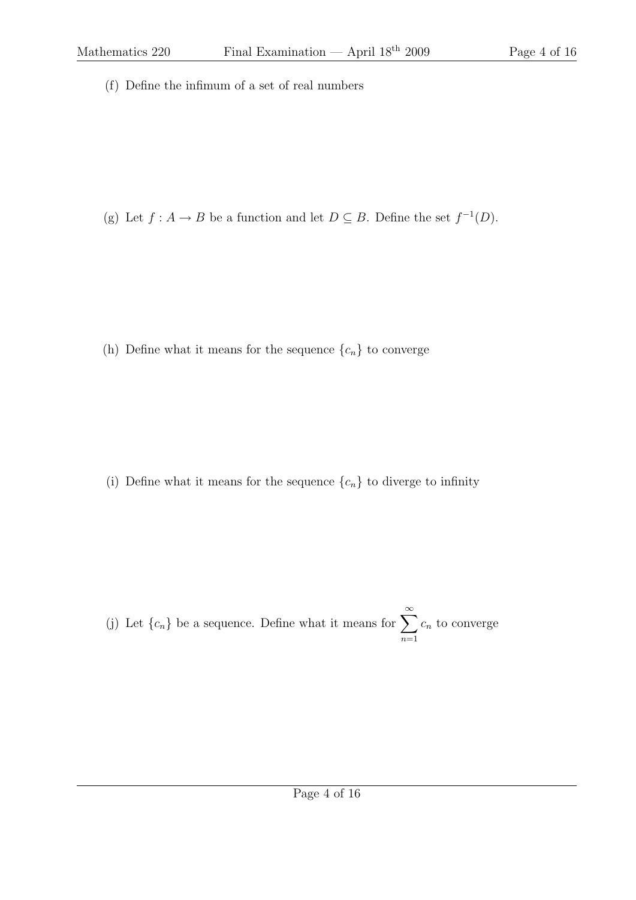(f) Define the infimum of a set of real numbers

(g) Let $f : A \to B$ be a function and let $D \subseteq B$. Define the set $f^{-1}(D)$.

(h) Define what it means for the sequence $\{c_n\}$ to converge

(i) Define what it means for the sequence $\{c_n\}$ to diverge to infinity

(j) Let $\{c_n\}$ be a sequence. Define what it means for $\displaystyle\sum_{n=1}^{\infty} c_n$ to converge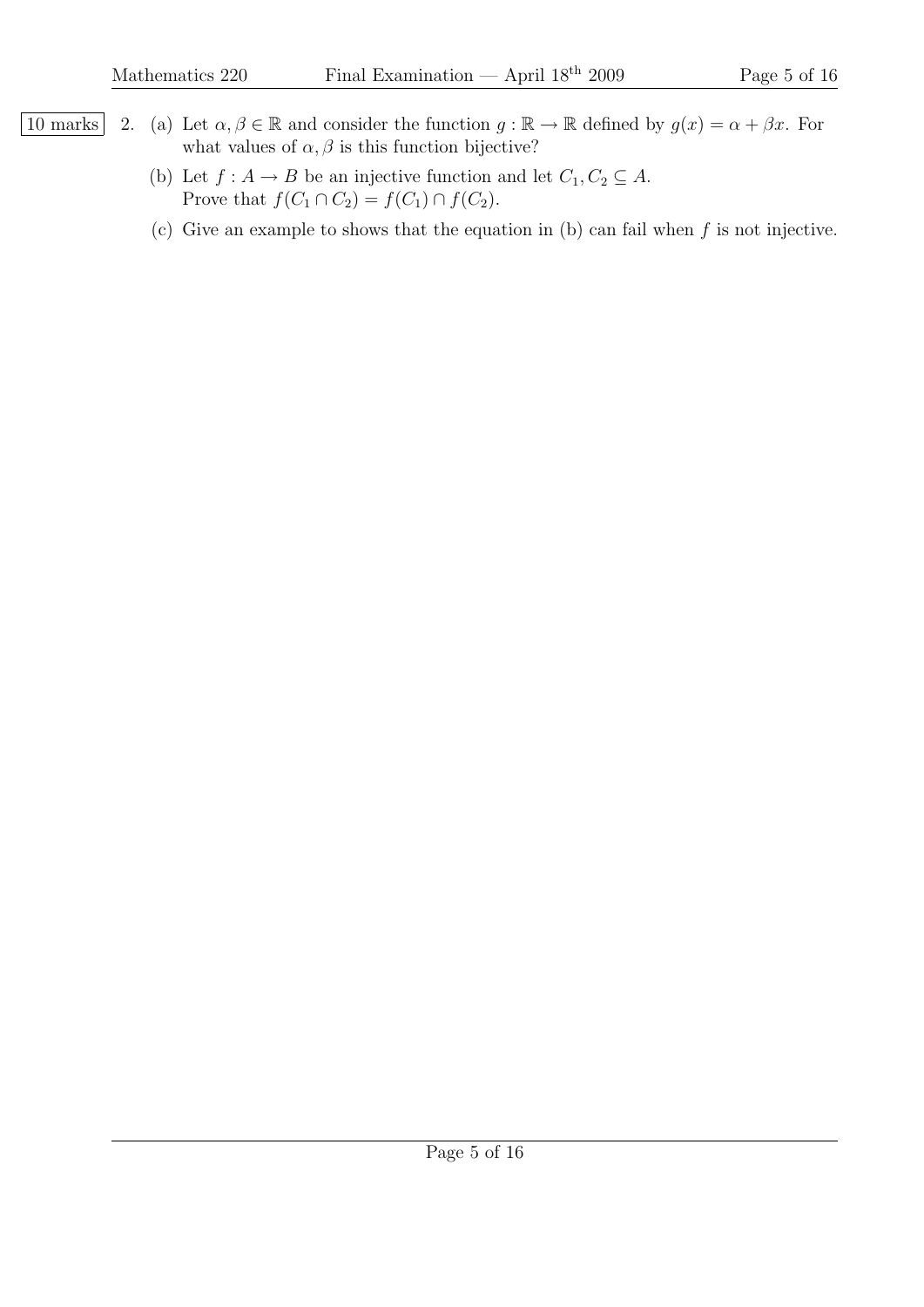10 marks

2. (a) Let $\alpha, \beta \in \mathbb{R}$ and consider the function $g : \mathbb{R} \to \mathbb{R}$ defined by $g(x) = \alpha + \beta x$. For what values of $\alpha, \beta$ is this function bijective?

   (b) Let $f : A \to B$ be an injective function and let $C_1, C_2 \subseteq A$.
   Prove that $f(C_1 \cap C_2) = f(C_1) \cap f(C_2)$.

   (c) Give an example to shows that the equation in (b) can fail when $f$ is not injective.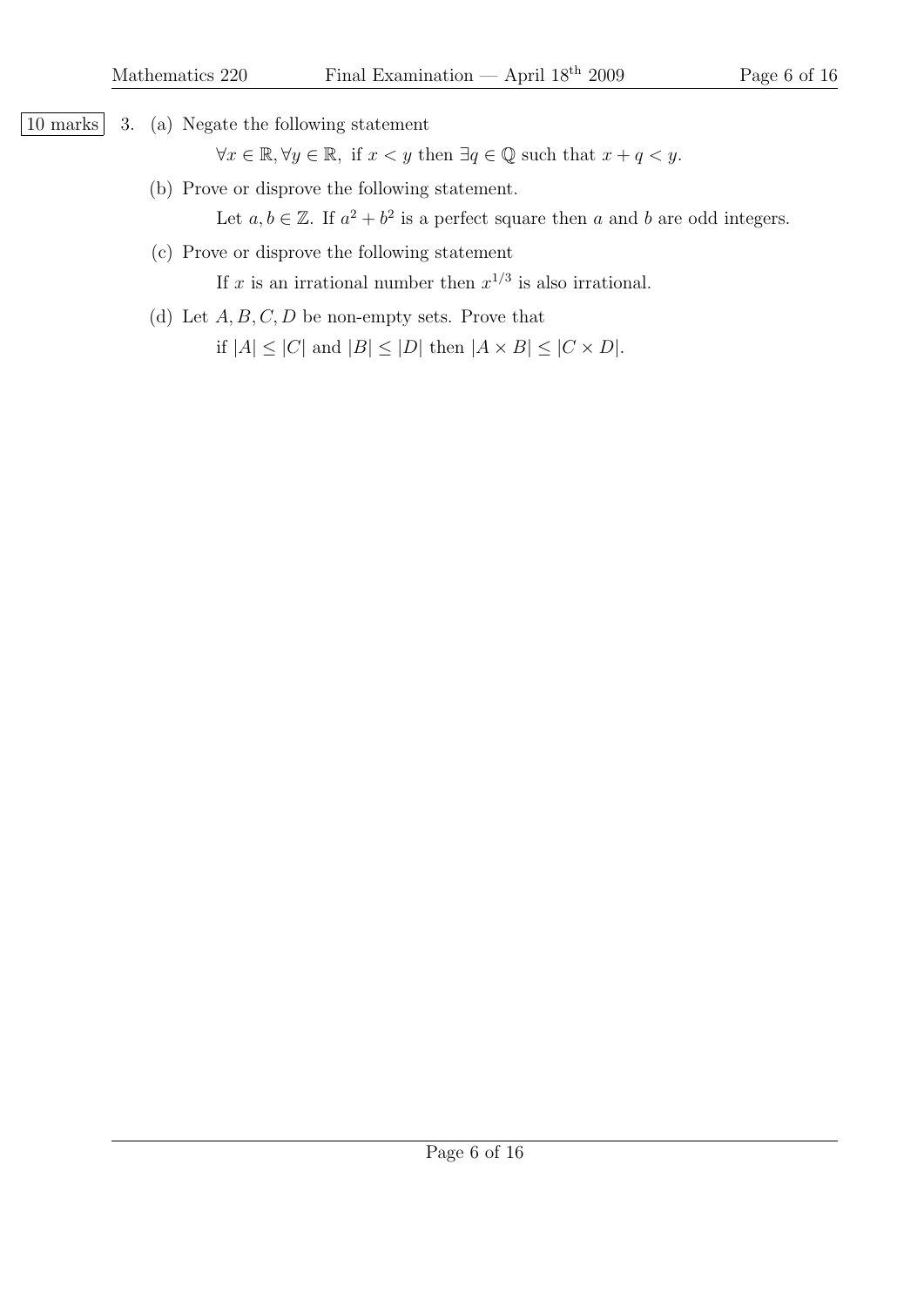10 marks 3. (a) Negate the following statement

$$\forall x \in \mathbb{R}, \forall y \in \mathbb{R}, \text{ if } x < y \text{ then } \exists q \in \mathbb{Q} \text{ such that } x + q < y.$$

(b) Prove or disprove the following statement.

Let $a, b \in \mathbb{Z}$. If $a^2 + b^2$ is a perfect square then $a$ and $b$ are odd integers.

(c) Prove or disprove the following statement

If $x$ is an irrational number then $x^{1/3}$ is also irrational.

(d) Let $A, B, C, D$ be non-empty sets. Prove that

if $|A| \leq |C|$ and $|B| \leq |D|$ then $|A \times B| \leq |C \times D|$.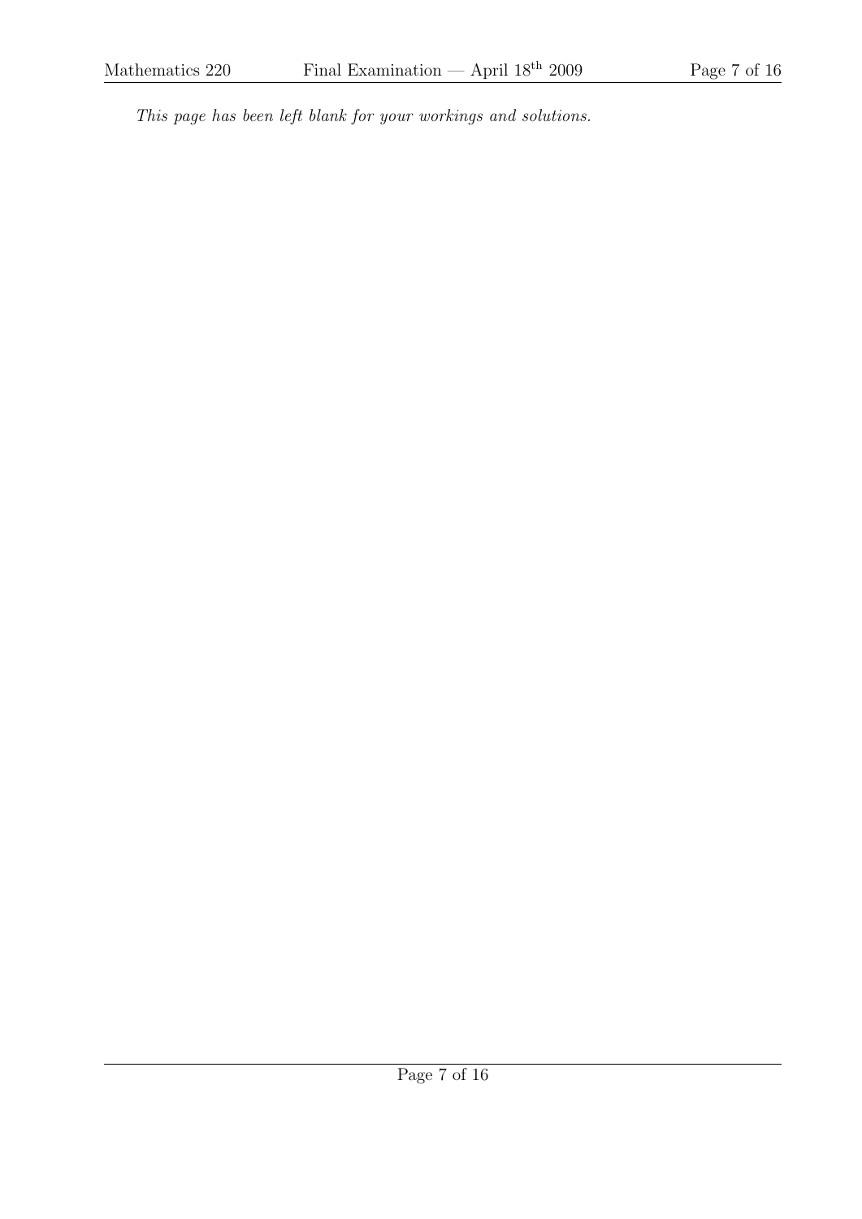*This page has been left blank for your workings and solutions.*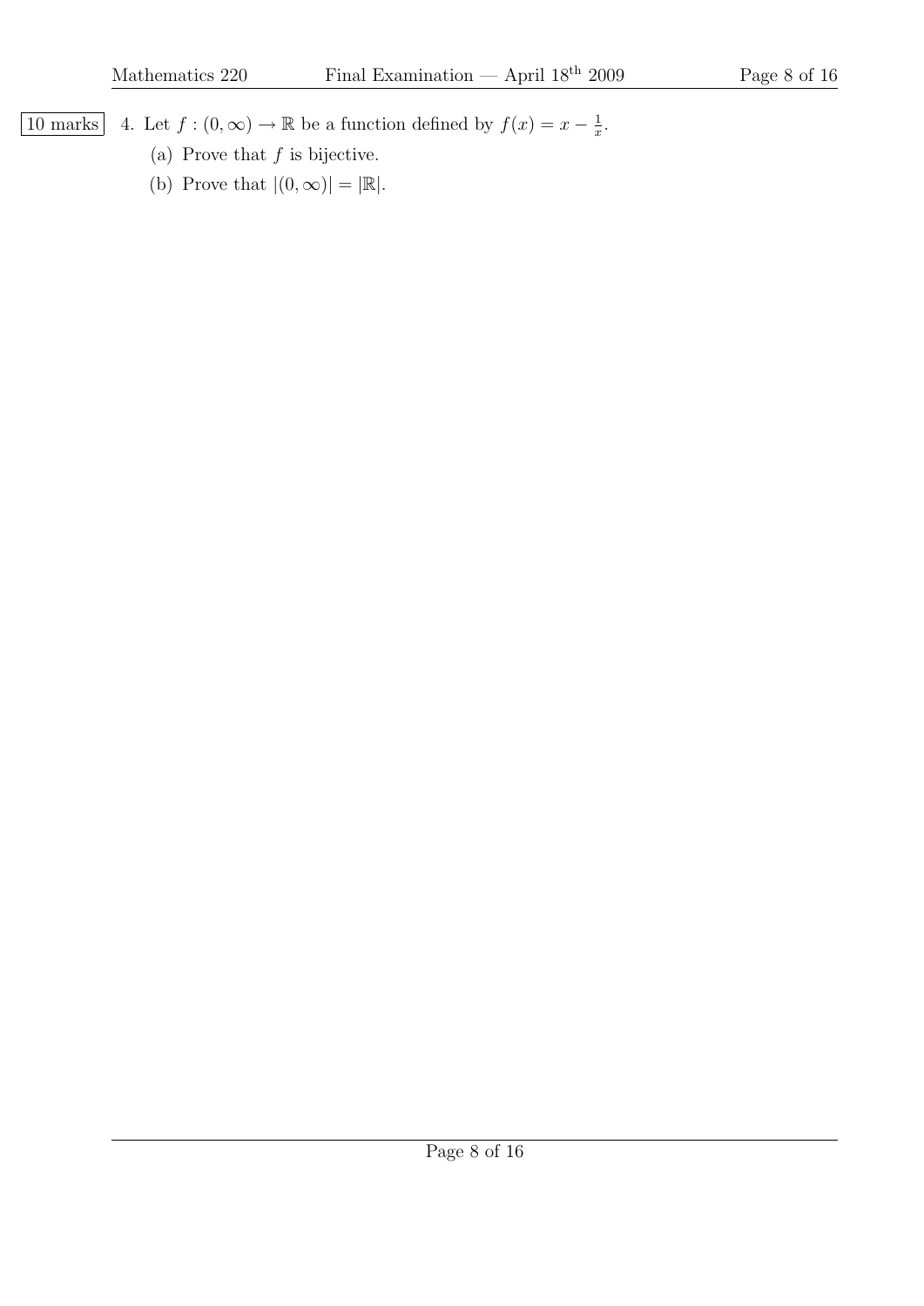10 marks

4. Let $f : (0, \infty) \to \mathbb{R}$ be a function defined by $f(x) = x - \frac{1}{x}$.

   (a) Prove that $f$ is bijective.

   (b) Prove that $|(0, \infty)| = |\mathbb{R}|$.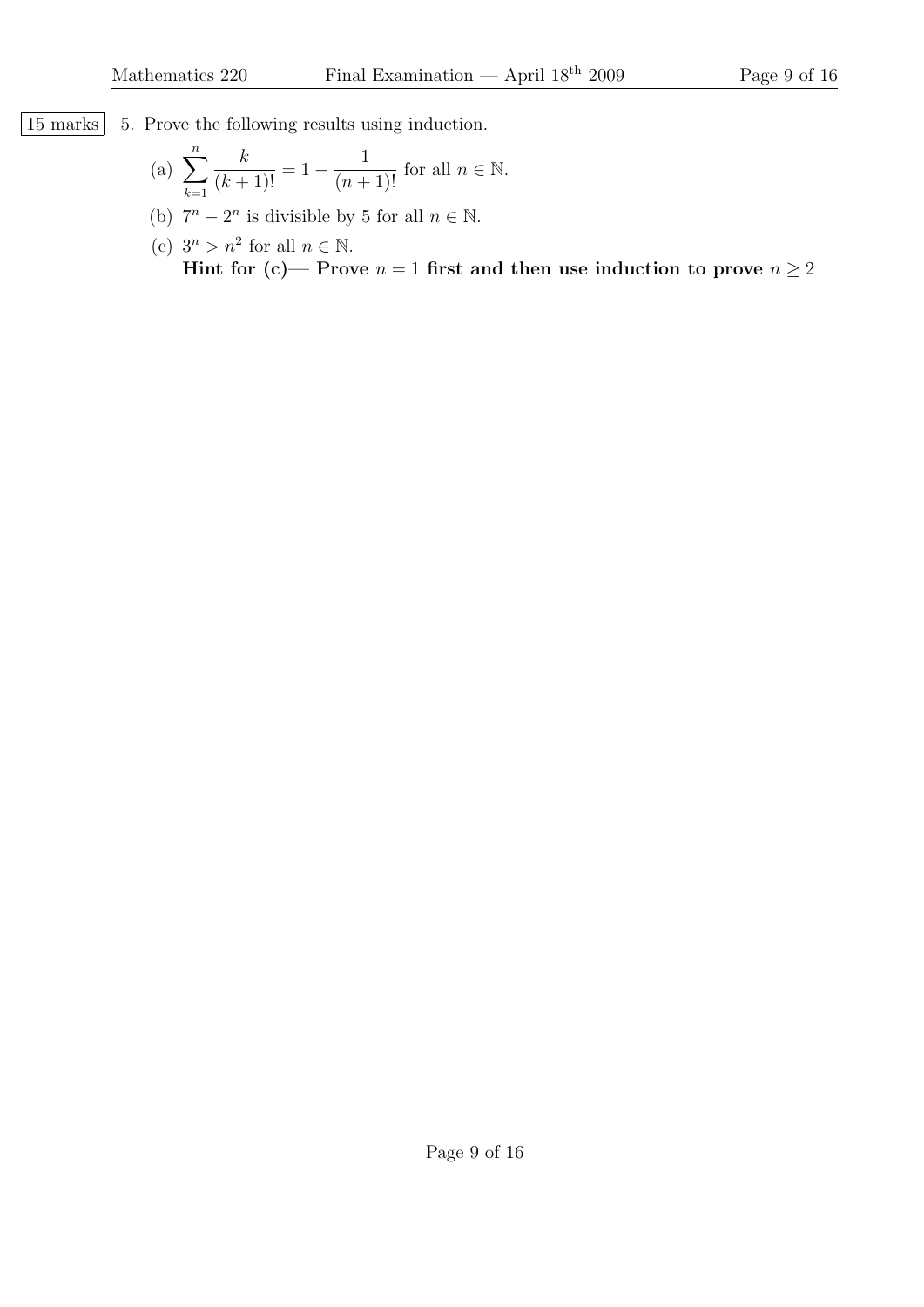15 marks

5. Prove the following results using induction.

   (a) $\displaystyle\sum_{k=1}^{n} \frac{k}{(k+1)!} = 1 - \frac{1}{(n+1)!}$ for all $n \in \mathbb{N}$.

   (b) $7^n - 2^n$ is divisible by 5 for all $n \in \mathbb{N}$.

   (c) $3^n > n^2$ for all $n \in \mathbb{N}$.
   **Hint for (c)— Prove $n = 1$ first and then use induction to prove $n \geq 2$**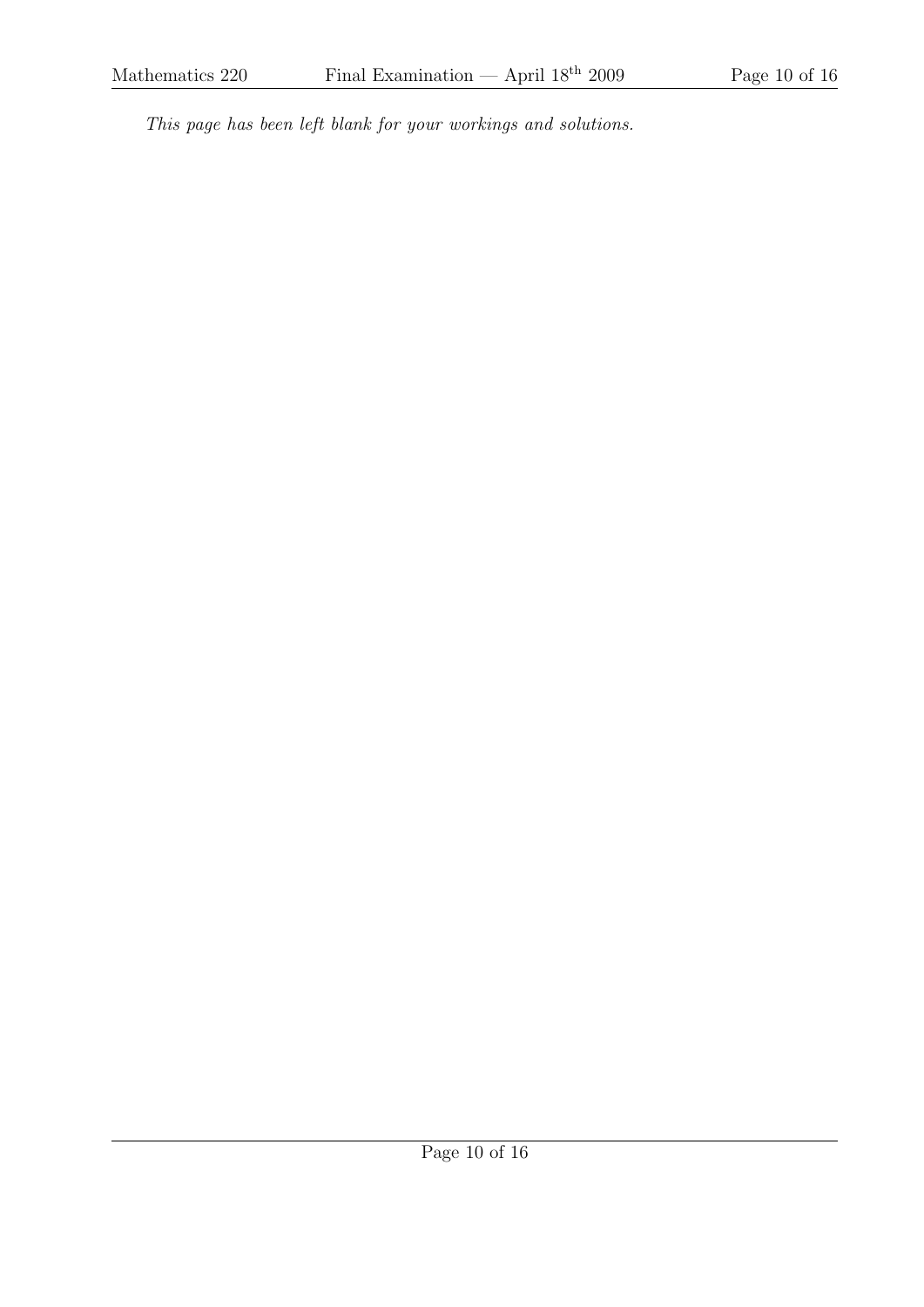*This page has been left blank for your workings and solutions.*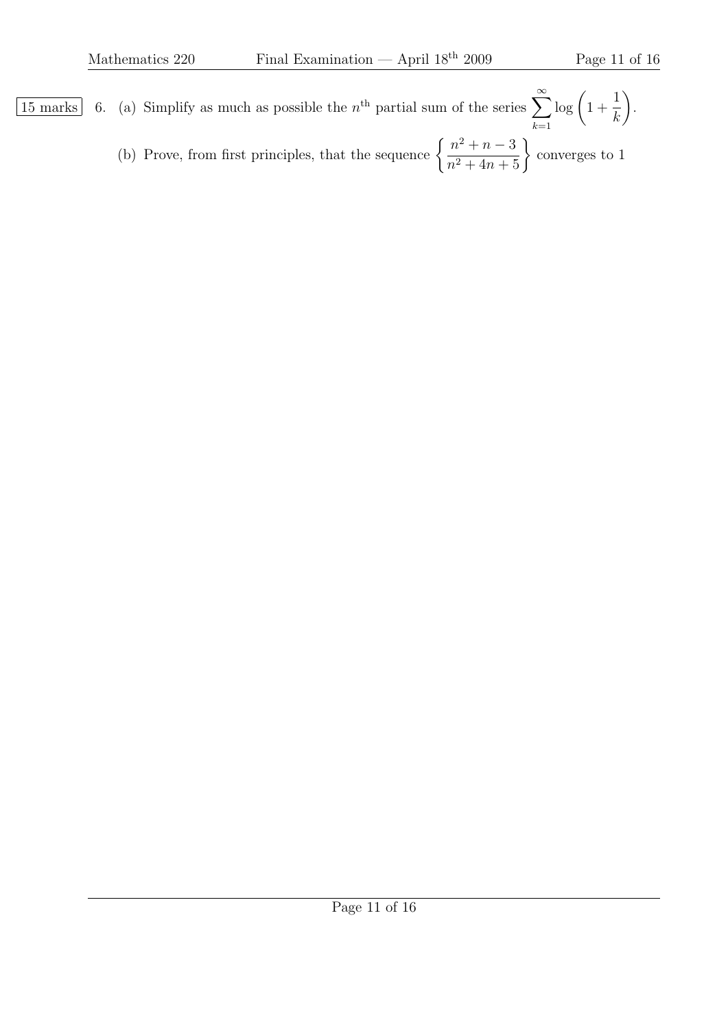15 marks

6. (a) Simplify as much as possible the $n^{\text{th}}$ partial sum of the series $\displaystyle\sum_{k=1}^{\infty} \log\left(1 + \frac{1}{k}\right)$.

   (b) Prove, from first principles, that the sequence $\left\{ \dfrac{n^2 + n - 3}{n^2 + 4n + 5} \right\}$ converges to 1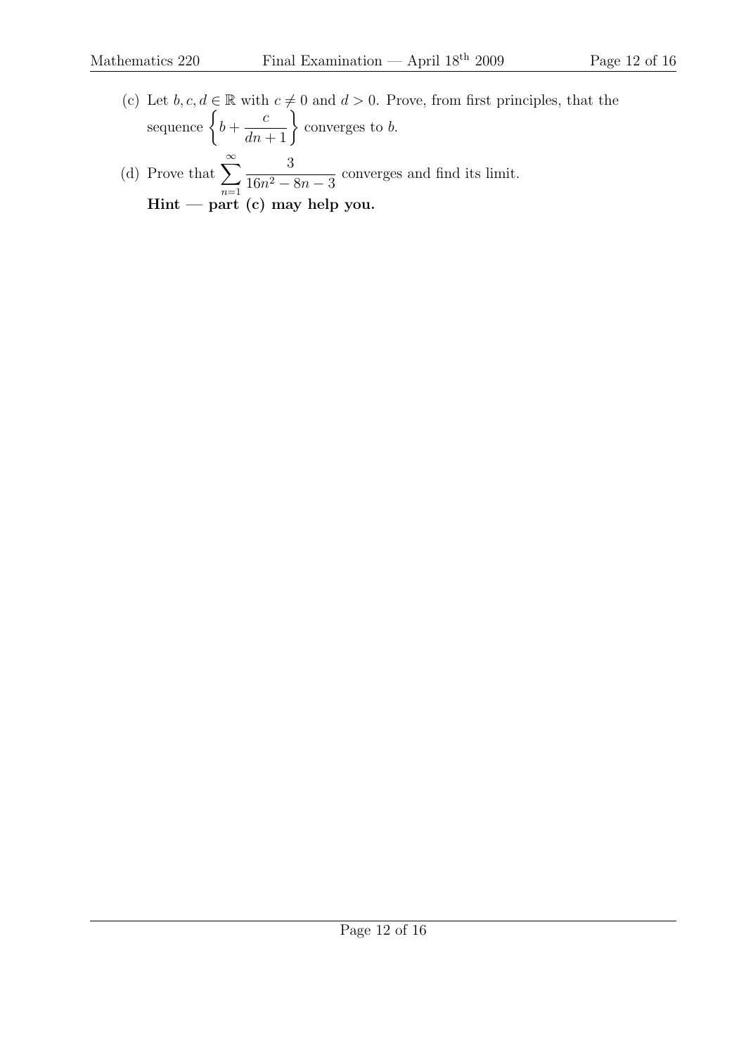(c) Let $b, c, d \in \mathbb{R}$ with $c \neq 0$ and $d > 0$. Prove, from first principles, that the sequence $\left\{ b + \dfrac{c}{dn+1} \right\}$ converges to $b$.

(d) Prove that $\displaystyle\sum_{n=1}^{\infty} \frac{3}{16n^2 - 8n - 3}$ converges and find its limit.
**Hint — part (c) may help you.**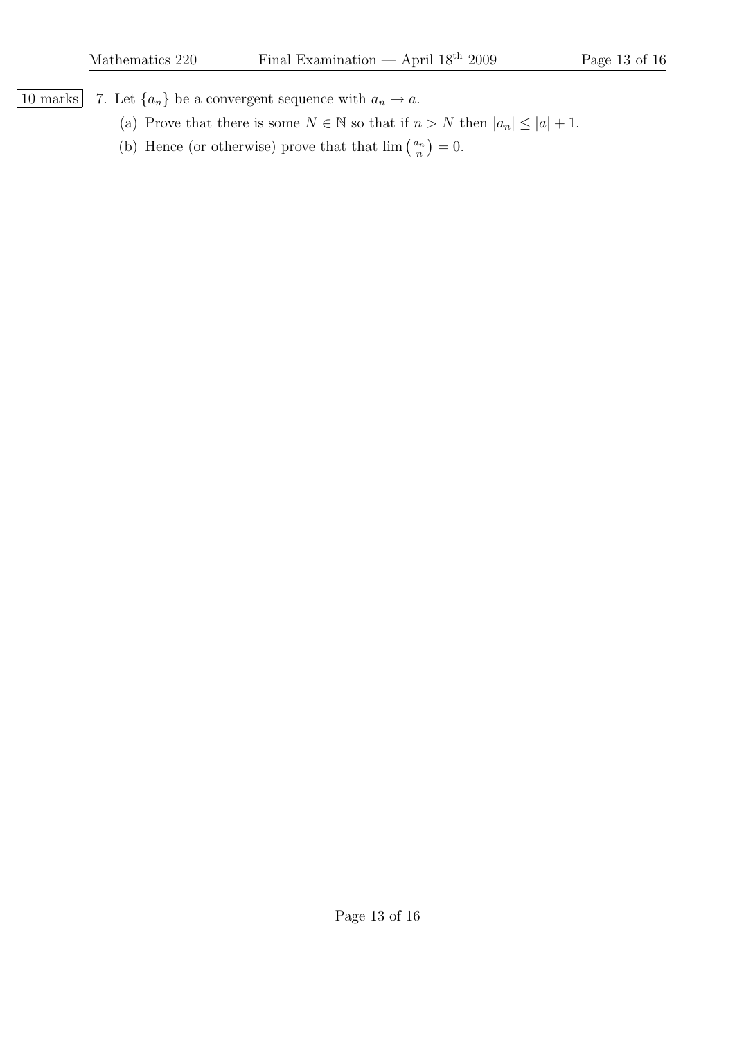10 marks

7. Let $\{a_n\}$ be a convergent sequence with $a_n \to a$.

   (a) Prove that there is some $N \in \mathbb{N}$ so that if $n > N$ then $|a_n| \leq |a| + 1$.

   (b) Hence (or otherwise) prove that that $\lim \left(\frac{a_n}{n}\right) = 0$.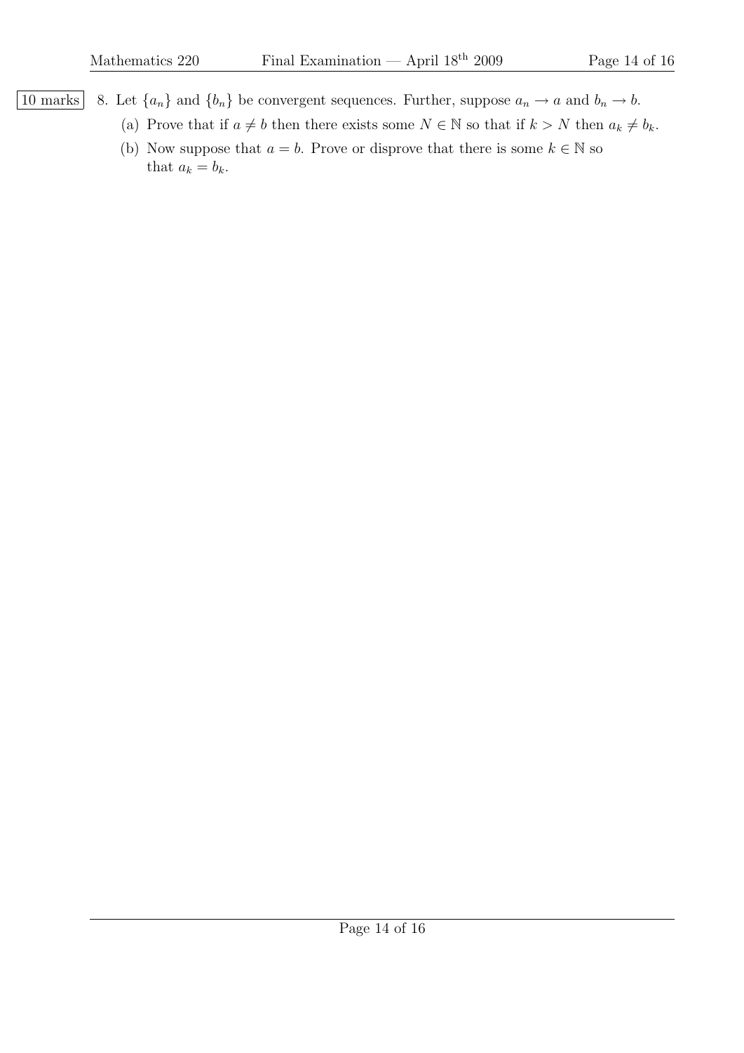10 marks

8. Let $\{a_n\}$ and $\{b_n\}$ be convergent sequences. Further, suppose $a_n \to a$ and $b_n \to b$.

   (a) Prove that if $a \neq b$ then there exists some $N \in \mathbb{N}$ so that if $k > N$ then $a_k \neq b_k$.

   (b) Now suppose that $a = b$. Prove or disprove that there is some $k \in \mathbb{N}$ so that $a_k = b_k$.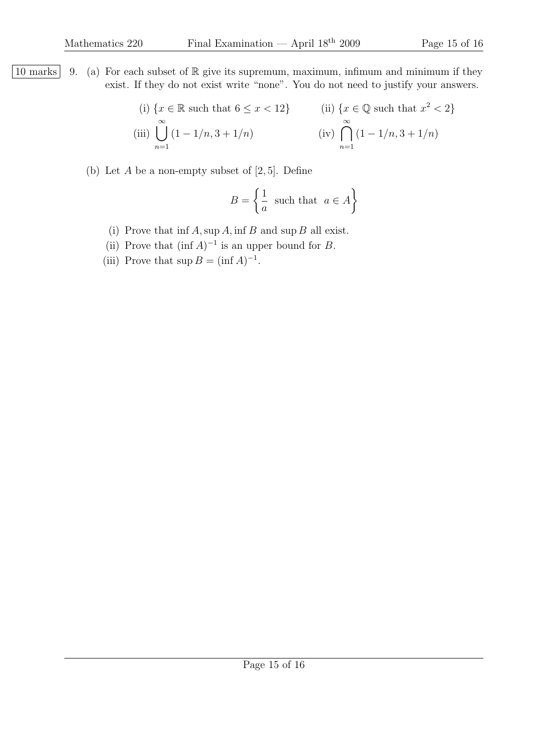10 marks 9. (a) For each subset of $\mathbb{R}$ give its supremum, maximum, infimum and minimum if they exist. If they do not exist write "none". You do not need to justify your answers.

(i) $\{x \in \mathbb{R} \text{ such that } 6 \leq x < 12\}$ (ii) $\{x \in \mathbb{Q} \text{ such that } x^2 < 2\}$

(iii) $\displaystyle\bigcup_{n=1}^{\infty} (1 - 1/n, 3 + 1/n)$ (iv) $\displaystyle\bigcap_{n=1}^{\infty} (1 - 1/n, 3 + 1/n)$

(b) Let $A$ be a non-empty subset of $[2, 5]$. Define

$$B = \left\{ \frac{1}{a} \text{ such that } a \in A \right\}$$

(i) Prove that $\inf A, \sup A, \inf B$ and $\sup B$ all exist.

(ii) Prove that $(\inf A)^{-1}$ is an upper bound for $B$.

(iii) Prove that $\sup B = (\inf A)^{-1}$.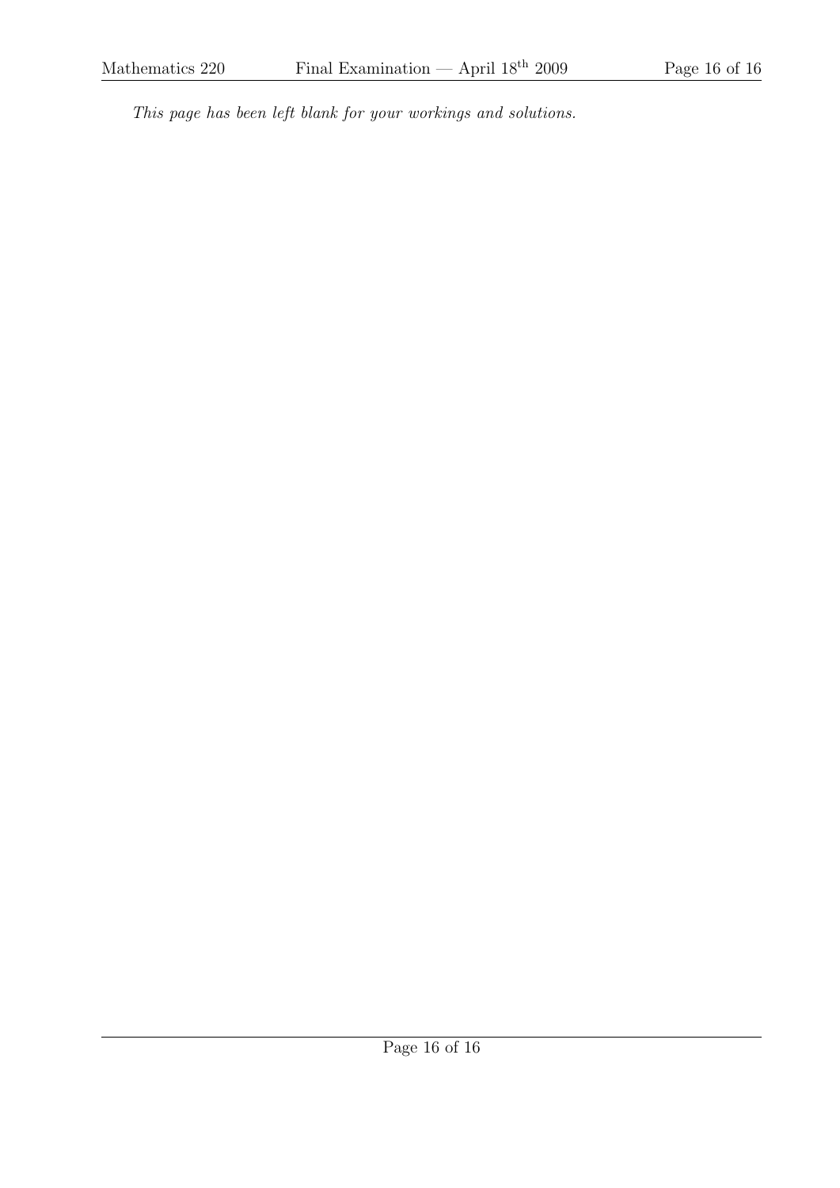*This page has been left blank for your workings and solutions.*